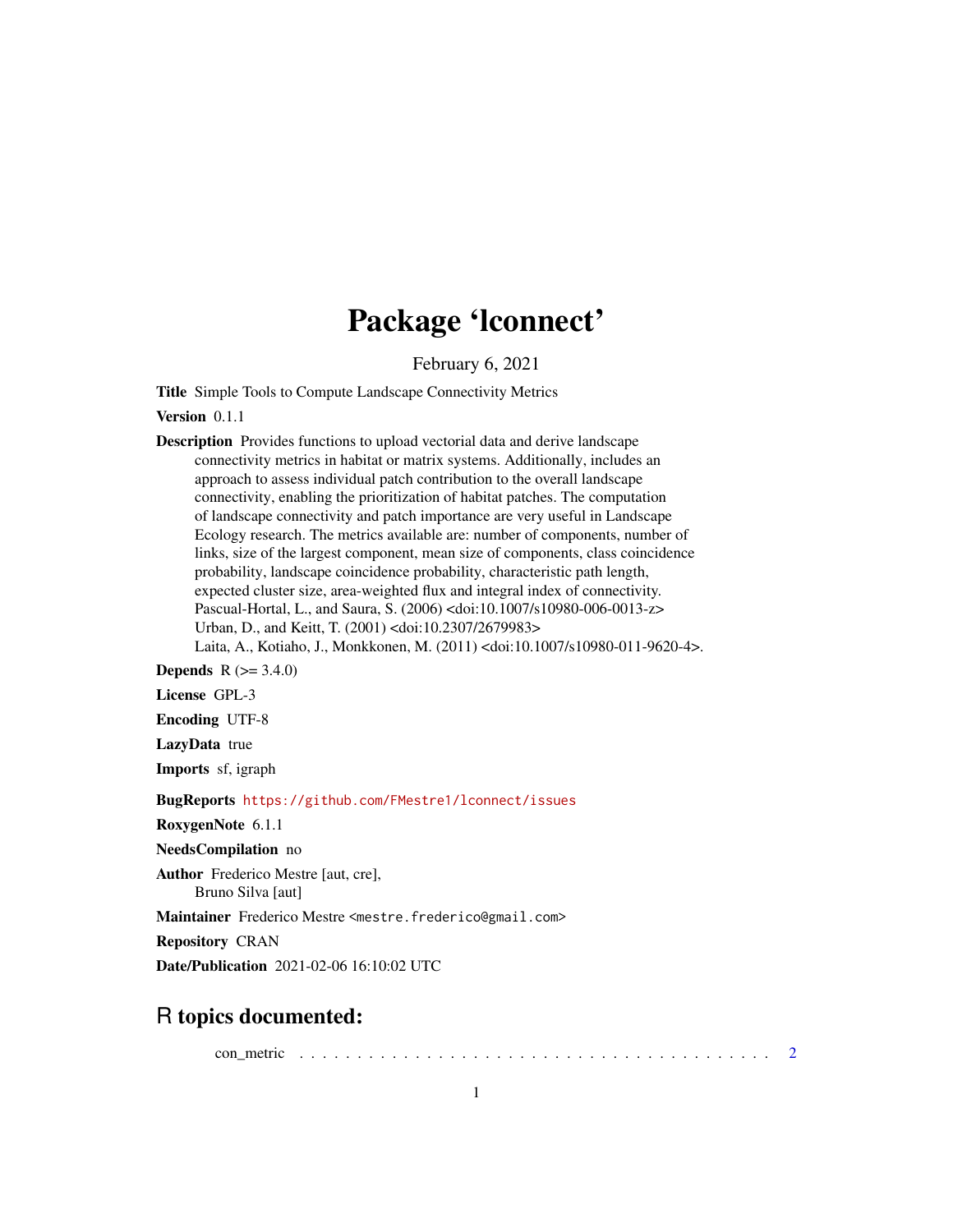# Package 'lconnect'

February 6, 2021

**Title** Simple Tools to Compute Landscape Connectivity Metrics

**Version** 0.1.1

**Description** Provides functions to upload vectorial data and derive landscape connectivity metrics in habitat or matrix systems. Additionally, includes an approach to assess individual patch contribution to the overall landscape connectivity, enabling the prioritization of habitat patches. The computation of landscape connectivity and patch importance are very useful in Landscape Ecology research. The metrics available are: number of components, number of links, size of the largest component, mean size of components, class coincidence probability, landscape coincidence probability, characteristic path length, expected cluster size, area-weighted flux and integral index of connectivity. Pascual-Hortal, L., and Saura, S. (2006) <doi:10.1007/s10980-006-0013-z> Urban, D., and Keitt, T. (2001) <doi:10.2307/2679983> Laita, A., Kotiaho, J., Monkkonen, M. (2011) <doi:10.1007/s10980-011-9620-4>.

**Depends** R (>= 3.4.0)

**License** GPL-3

**Encoding** UTF-8

**LazyData** true

**Imports** sf, igraph

**BugReports** https://github.com/FMestre1/lconnect/issues

**RoxygenNote** 6.1.1

**NeedsCompilation** no

**Author** Frederico Mestre [aut, cre], Bruno Silva [aut]

**Maintainer** Frederico Mestre <mestre.frederico@gmail.com>

**Repository** CRAN

**Date/Publication** 2021-02-06 16:10:02 UTC

## R topics documented:

con_metric . . . . . . . . . . . . . . . . . . . . . . . . . . . . . . . . . . . . . . . . . . 2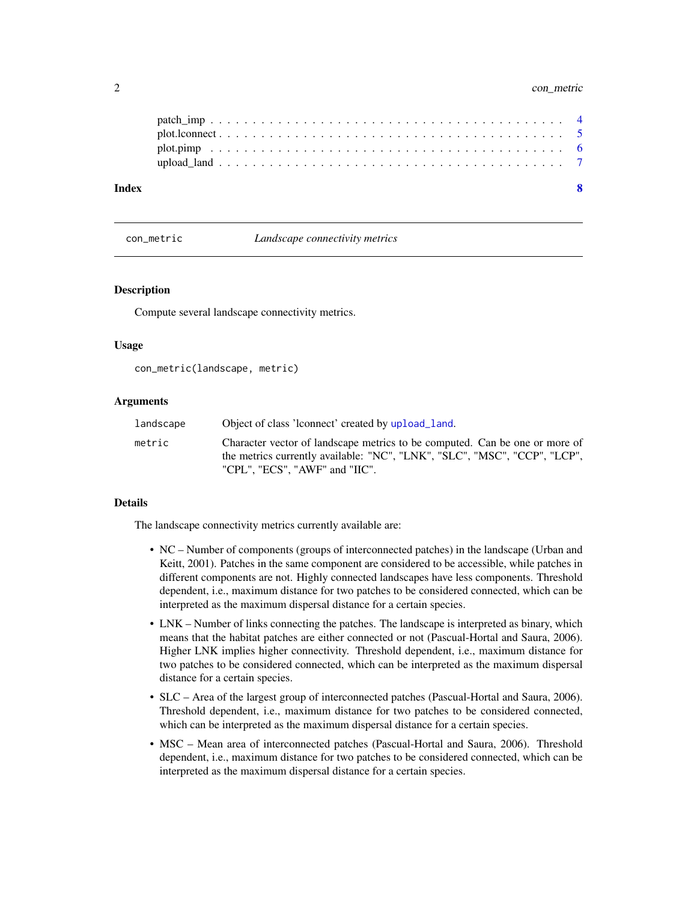patch_imp . . . . . . . . . . . . . . . . . . . . . . . . . . . . . . . . . . . . . . . 4
plot.lconnect . . . . . . . . . . . . . . . . . . . . . . . . . . . . . . . . . . . . . . 5
plot.pimp . . . . . . . . . . . . . . . . . . . . . . . . . . . . . . . . . . . . . . . 6
upload_land . . . . . . . . . . . . . . . . . . . . . . . . . . . . . . . . . . . . . . 7

**Index** **8**

---

## con_metric *Landscape connectivity metrics*

---

### Description

Compute several landscape connectivity metrics.

### Usage

```
con_metric(landscape, metric)
```

### Arguments

| | |
|---|---|
| `landscape` | Object of class 'lconnect' created by `upload_land`. |
| `metric` | Character vector of landscape metrics to be computed. Can be one or more of the metrics currently available: "NC", "LNK", "SLC", "MSC", "CCP", "LCP", "CPL", "ECS", "AWF" and "IIC". |

### Details

The landscape connectivity metrics currently available are:

- NC – Number of components (groups of interconnected patches) in the landscape (Urban and Keitt, 2001). Patches in the same component are considered to be accessible, while patches in different components are not. Highly connected landscapes have less components. Threshold dependent, i.e., maximum distance for two patches to be considered connected, which can be interpreted as the maximum dispersal distance for a certain species.
- LNK – Number of links connecting the patches. The landscape is interpreted as binary, which means that the habitat patches are either connected or not (Pascual-Hortal and Saura, 2006). Higher LNK implies higher connectivity. Threshold dependent, i.e., maximum distance for two patches to be considered connected, which can be interpreted as the maximum dispersal distance for a certain species.
- SLC – Area of the largest group of interconnected patches (Pascual-Hortal and Saura, 2006). Threshold dependent, i.e., maximum distance for two patches to be considered connected, which can be interpreted as the maximum dispersal distance for a certain species.
- MSC – Mean area of interconnected patches (Pascual-Hortal and Saura, 2006). Threshold dependent, i.e., maximum distance for two patches to be considered connected, which can be interpreted as the maximum dispersal distance for a certain species.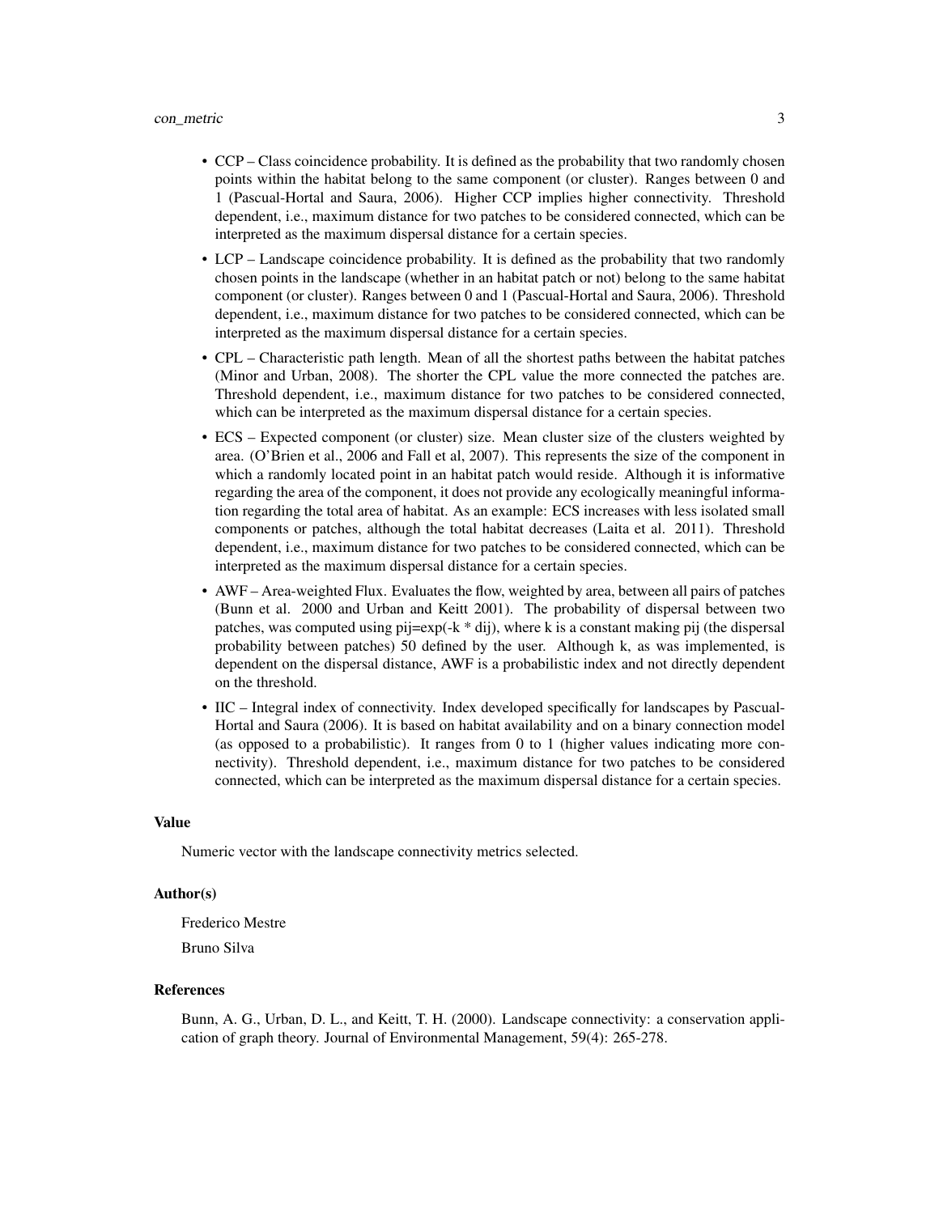- CCP – Class coincidence probability. It is defined as the probability that two randomly chosen points within the habitat belong to the same component (or cluster). Ranges between 0 and 1 (Pascual-Hortal and Saura, 2006). Higher CCP implies higher connectivity. Threshold dependent, i.e., maximum distance for two patches to be considered connected, which can be interpreted as the maximum dispersal distance for a certain species.
- LCP – Landscape coincidence probability. It is defined as the probability that two randomly chosen points in the landscape (whether in an habitat patch or not) belong to the same habitat component (or cluster). Ranges between 0 and 1 (Pascual-Hortal and Saura, 2006). Threshold dependent, i.e., maximum distance for two patches to be considered connected, which can be interpreted as the maximum dispersal distance for a certain species.
- CPL – Characteristic path length. Mean of all the shortest paths between the habitat patches (Minor and Urban, 2008). The shorter the CPL value the more connected the patches are. Threshold dependent, i.e., maximum distance for two patches to be considered connected, which can be interpreted as the maximum dispersal distance for a certain species.
- ECS – Expected component (or cluster) size. Mean cluster size of the clusters weighted by area. (O'Brien et al., 2006 and Fall et al, 2007). This represents the size of the component in which a randomly located point in an habitat patch would reside. Although it is informative regarding the area of the component, it does not provide any ecologically meaningful information regarding the total area of habitat. As an example: ECS increases with less isolated small components or patches, although the total habitat decreases (Laita et al. 2011). Threshold dependent, i.e., maximum distance for two patches to be considered connected, which can be interpreted as the maximum dispersal distance for a certain species.
- AWF – Area-weighted Flux. Evaluates the flow, weighted by area, between all pairs of patches (Bunn et al. 2000 and Urban and Keitt 2001). The probability of dispersal between two patches, was computed using pij=exp(-k * dij), where k is a constant making pij (the dispersal probability between patches) 50 defined by the user. Although k, as was implemented, is dependent on the dispersal distance, AWF is a probabilistic index and not directly dependent on the threshold.
- IIC – Integral index of connectivity. Index developed specifically for landscapes by Pascual-Hortal and Saura (2006). It is based on habitat availability and on a binary connection model (as opposed to a probabilistic). It ranges from 0 to 1 (higher values indicating more connectivity). Threshold dependent, i.e., maximum distance for two patches to be considered connected, which can be interpreted as the maximum dispersal distance for a certain species.

### Value

Numeric vector with the landscape connectivity metrics selected.

### Author(s)

Frederico Mestre

Bruno Silva

### References

Bunn, A. G., Urban, D. L., and Keitt, T. H. (2000). Landscape connectivity: a conservation application of graph theory. Journal of Environmental Management, 59(4): 265-278.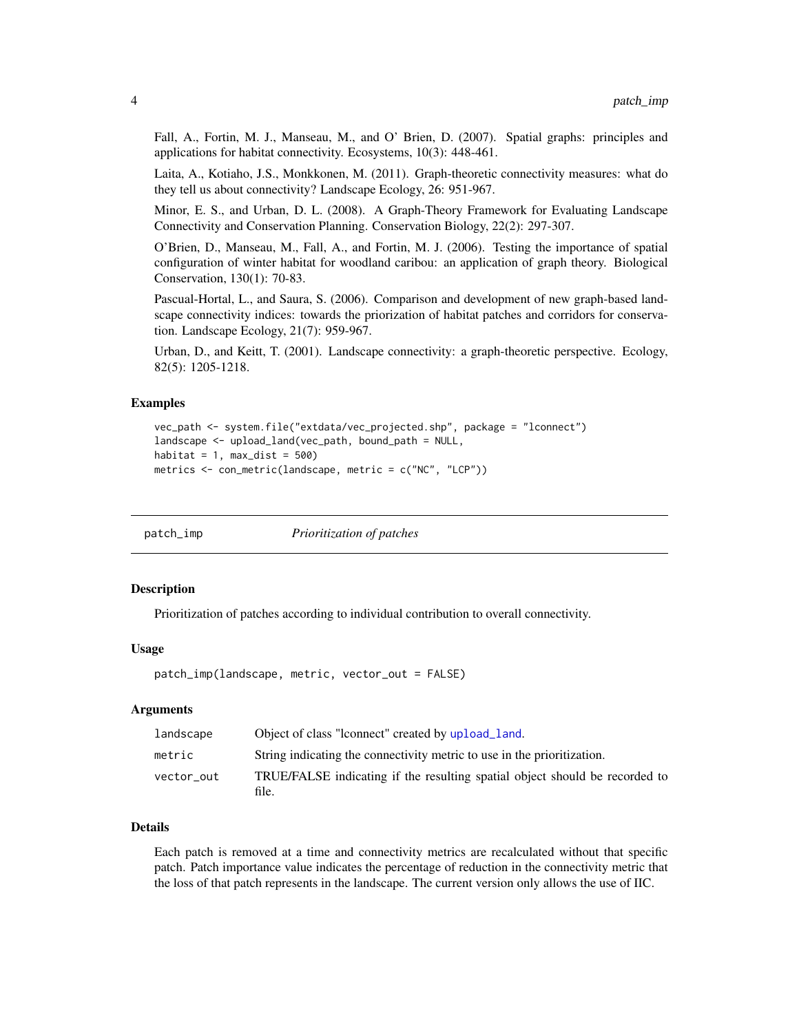Fall, A., Fortin, M. J., Manseau, M., and O' Brien, D. (2007). Spatial graphs: principles and applications for habitat connectivity. Ecosystems, 10(3): 448-461.

Laita, A., Kotiaho, J.S., Monkkonen, M. (2011). Graph-theoretic connectivity measures: what do they tell us about connectivity? Landscape Ecology, 26: 951-967.

Minor, E. S., and Urban, D. L. (2008). A Graph-Theory Framework for Evaluating Landscape Connectivity and Conservation Planning. Conservation Biology, 22(2): 297-307.

O'Brien, D., Manseau, M., Fall, A., and Fortin, M. J. (2006). Testing the importance of spatial configuration of winter habitat for woodland caribou: an application of graph theory. Biological Conservation, 130(1): 70-83.

Pascual-Hortal, L., and Saura, S. (2006). Comparison and development of new graph-based landscape connectivity indices: towards the priorization of habitat patches and corridors for conservation. Landscape Ecology, 21(7): 959-967.

Urban, D., and Keitt, T. (2001). Landscape connectivity: a graph-theoretic perspective. Ecology, 82(5): 1205-1218.

### Examples

```
vec_path <- system.file("extdata/vec_projected.shp", package = "lconnect")
landscape <- upload_land(vec_path, bound_path = NULL,
habitat = 1, max_dist = 500)
metrics <- con_metric(landscape, metric = c("NC", "LCP"))
```

## patch_imp *Prioritization of patches*

### Description

Prioritization of patches according to individual contribution to overall connectivity.

### Usage

```
patch_imp(landscape, metric, vector_out = FALSE)
```

### Arguments

| | |
|---|---|
| landscape | Object of class "lconnect" created by upload_land. |
| metric | String indicating the connectivity metric to use in the prioritization. |
| vector_out | TRUE/FALSE indicating if the resulting spatial object should be recorded to file. |

### Details

Each patch is removed at a time and connectivity metrics are recalculated without that specific patch. Patch importance value indicates the percentage of reduction in the connectivity metric that the loss of that patch represents in the landscape. The current version only allows the use of IIC.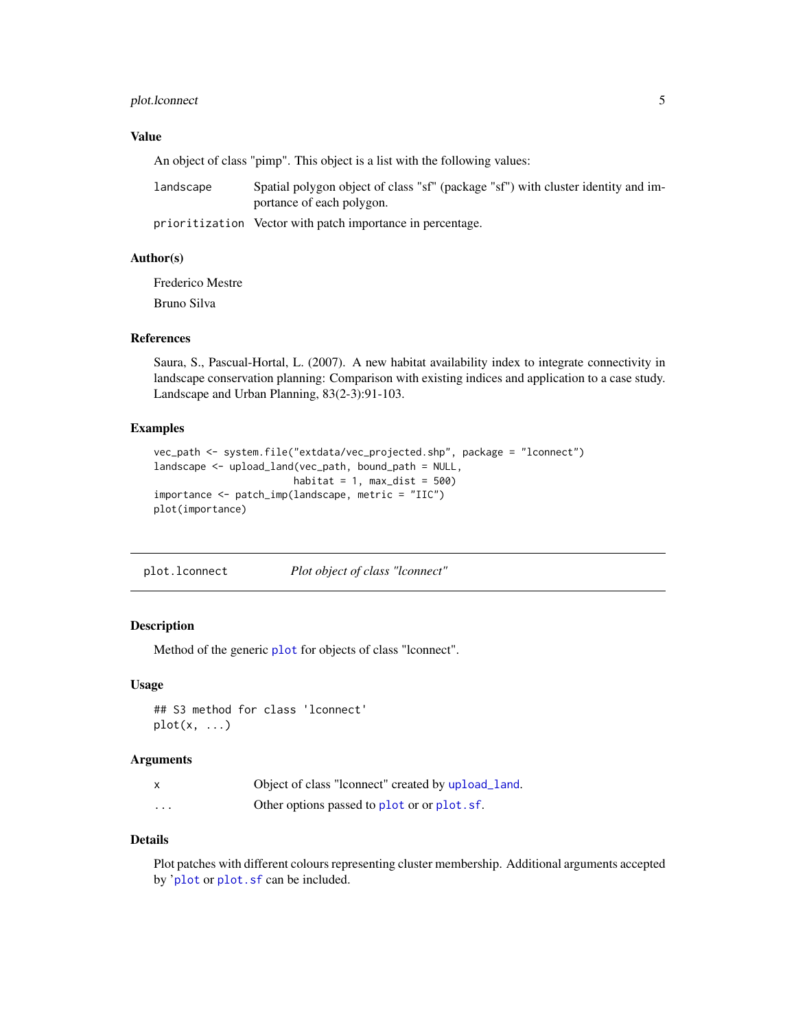### Value

An object of class "pimp". This object is a list with the following values:

| | |
|---|---|
| `landscape` | Spatial polygon object of class "sf" (package "sf") with cluster identity and importance of each polygon. |
| `prioritization` | Vector with patch importance in percentage. |

### Author(s)

Frederico Mestre

Bruno Silva

### References

Saura, S., Pascual-Hortal, L. (2007). A new habitat availability index to integrate connectivity in landscape conservation planning: Comparison with existing indices and application to a case study. Landscape and Urban Planning, 83(2-3):91-103.

### Examples

```
vec_path <- system.file("extdata/vec_projected.shp", package = "lconnect")
landscape <- upload_land(vec_path, bound_path = NULL,
                    habitat = 1, max_dist = 500)
importance <- patch_imp(landscape, metric = "IIC")
plot(importance)
```

---

## plot.lconnect — *Plot object of class "lconnect"*

### Description

Method of the generic `plot` for objects of class "lconnect".

### Usage

```
## S3 method for class 'lconnect'
plot(x, ...)
```

### Arguments

| | |
|---|---|
| `x` | Object of class "lconnect" created by `upload_land`. |
| `...` | Other options passed to `plot` or or `plot.sf`. |

### Details

Plot patches with different colours representing cluster membership. Additional arguments accepted by '`plot` or `plot.sf` can be included.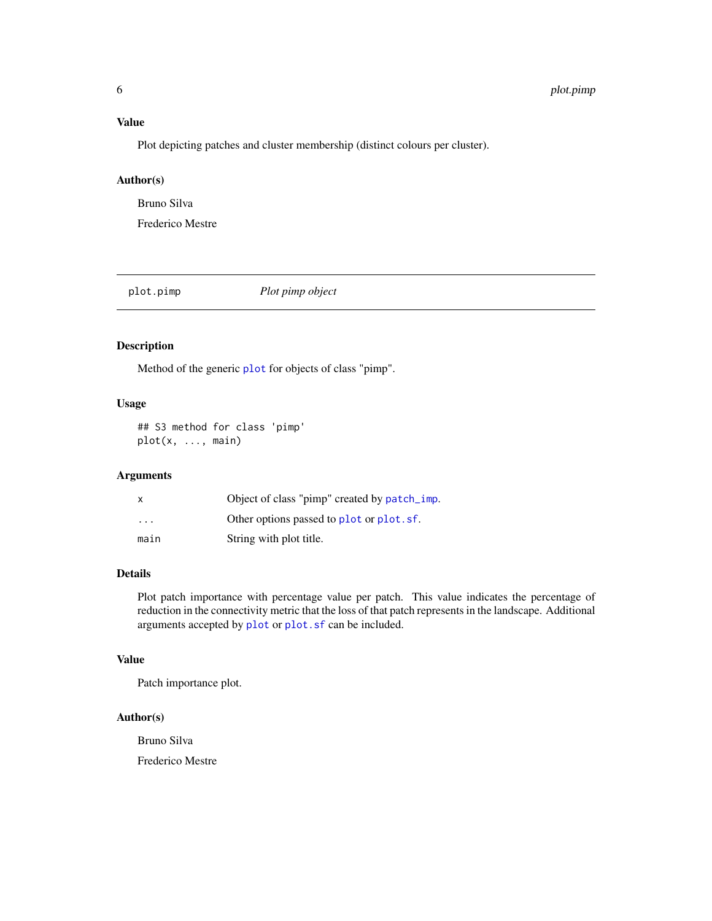## Value

Plot depicting patches and cluster membership (distinct colours per cluster).

## Author(s)

Bruno Silva

Frederico Mestre

---

# plot.pimp — *Plot pimp object*

## Description

Method of the generic plot for objects of class "pimp".

## Usage

```
## S3 method for class 'pimp'
plot(x, ..., main)
```

## Arguments

| | |
|---|---|
| `x` | Object of class "pimp" created by `patch_imp`. |
| `...` | Other options passed to `plot` or `plot.sf`. |
| `main` | String with plot title. |

## Details

Plot patch importance with percentage value per patch. This value indicates the percentage of reduction in the connectivity metric that the loss of that patch represents in the landscape. Additional arguments accepted by `plot` or `plot.sf` can be included.

## Value

Patch importance plot.

## Author(s)

Bruno Silva

Frederico Mestre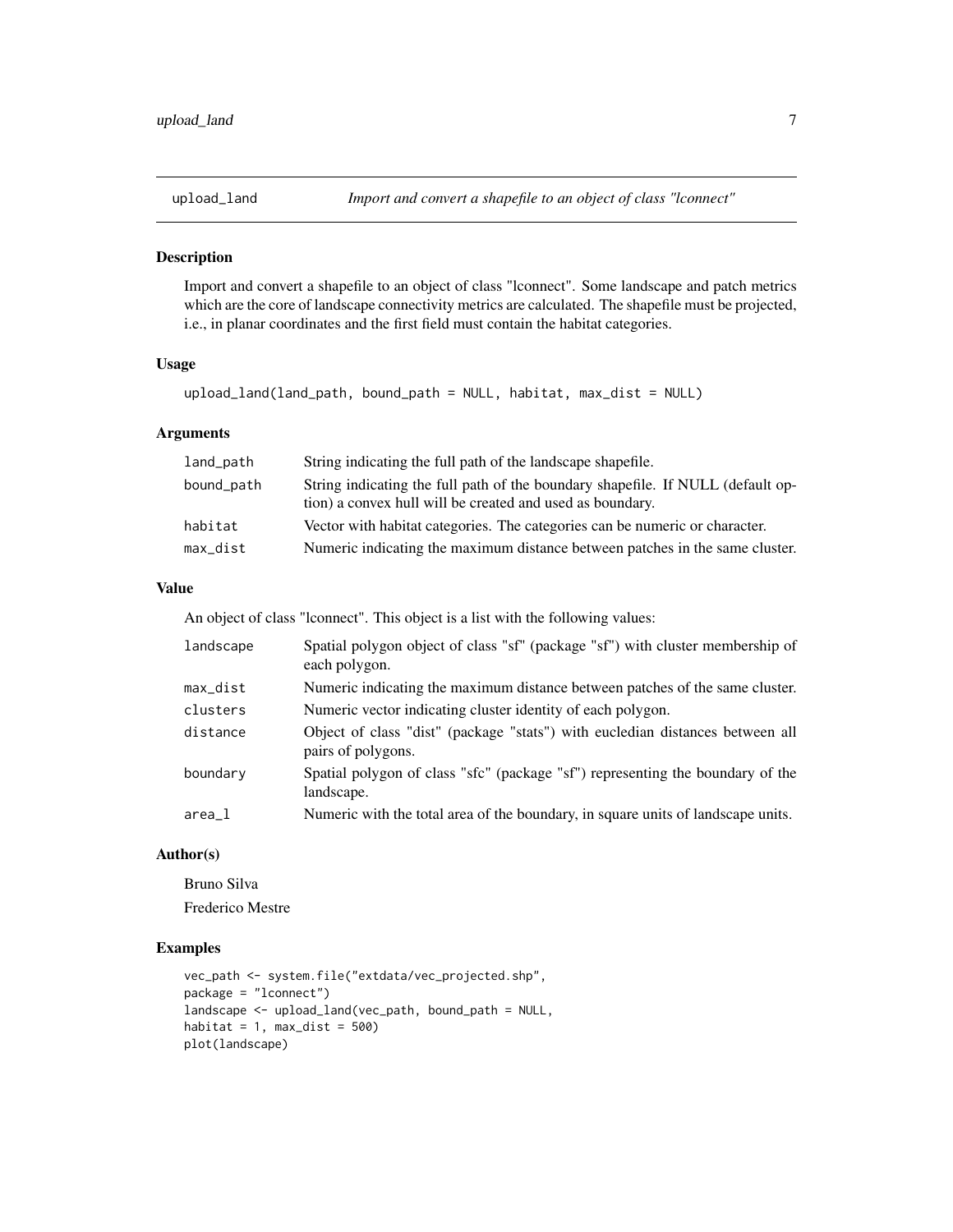## upload_land — *Import and convert a shapefile to an object of class "lconnect"*

### Description

Import and convert a shapefile to an object of class "lconnect". Some landscape and patch metrics which are the core of landscape connectivity metrics are calculated. The shapefile must be projected, i.e., in planar coordinates and the first field must contain the habitat categories.

### Usage

```
upload_land(land_path, bound_path = NULL, habitat, max_dist = NULL)
```

### Arguments

| | |
|---|---|
| land_path | String indicating the full path of the landscape shapefile. |
| bound_path | String indicating the full path of the boundary shapefile. If NULL (default option) a convex hull will be created and used as boundary. |
| habitat | Vector with habitat categories. The categories can be numeric or character. |
| max_dist | Numeric indicating the maximum distance between patches in the same cluster. |

### Value

An object of class "lconnect". This object is a list with the following values:

| | |
|---|---|
| landscape | Spatial polygon object of class "sf" (package "sf") with cluster membership of each polygon. |
| max_dist | Numeric indicating the maximum distance between patches of the same cluster. |
| clusters | Numeric vector indicating cluster identity of each polygon. |
| distance | Object of class "dist" (package "stats") with eucledian distances between all pairs of polygons. |
| boundary | Spatial polygon of class "sfc" (package "sf") representing the boundary of the landscape. |
| area_l | Numeric with the total area of the boundary, in square units of landscape units. |

### Author(s)

Bruno Silva

Frederico Mestre

### Examples

```
vec_path <- system.file("extdata/vec_projected.shp",
package = "lconnect")
landscape <- upload_land(vec_path, bound_path = NULL,
habitat = 1, max_dist = 500)
plot(landscape)
```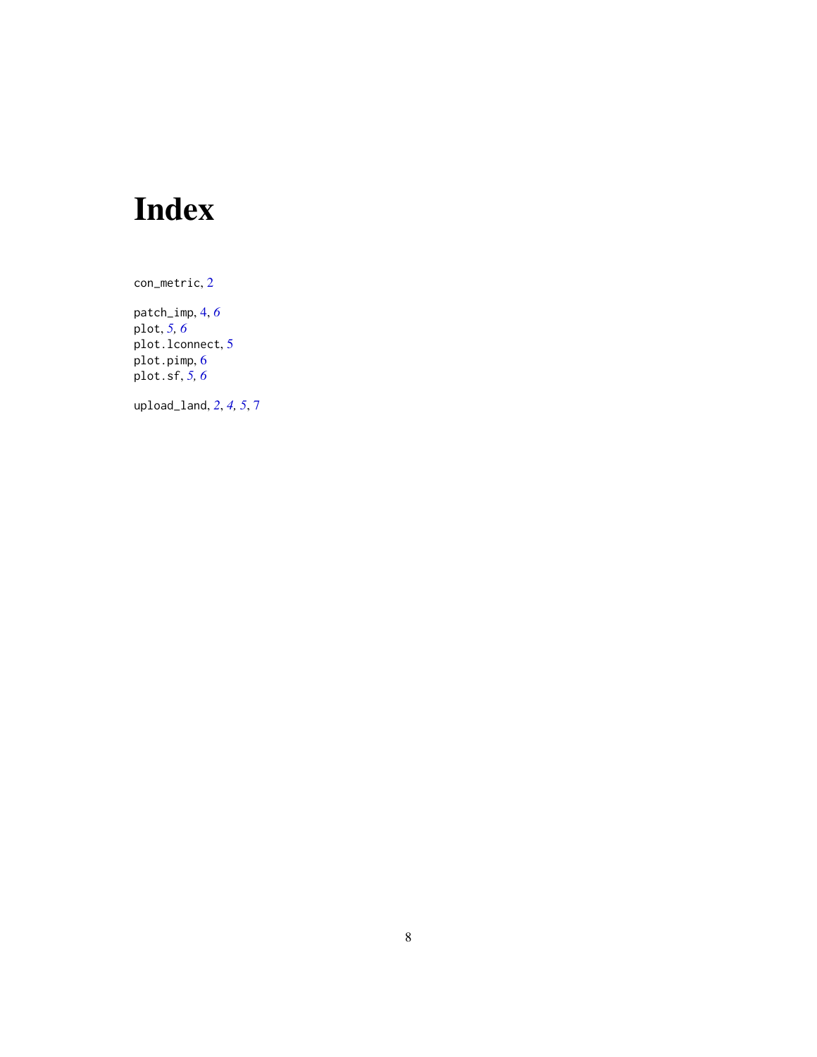# Index

con_metric, 2

patch_imp, 4, *6*
plot, *5, 6*
plot.lconnect, 5
plot.pimp, 6
plot.sf, *5, 6*

upload_land, *2*, *4, 5*, 7